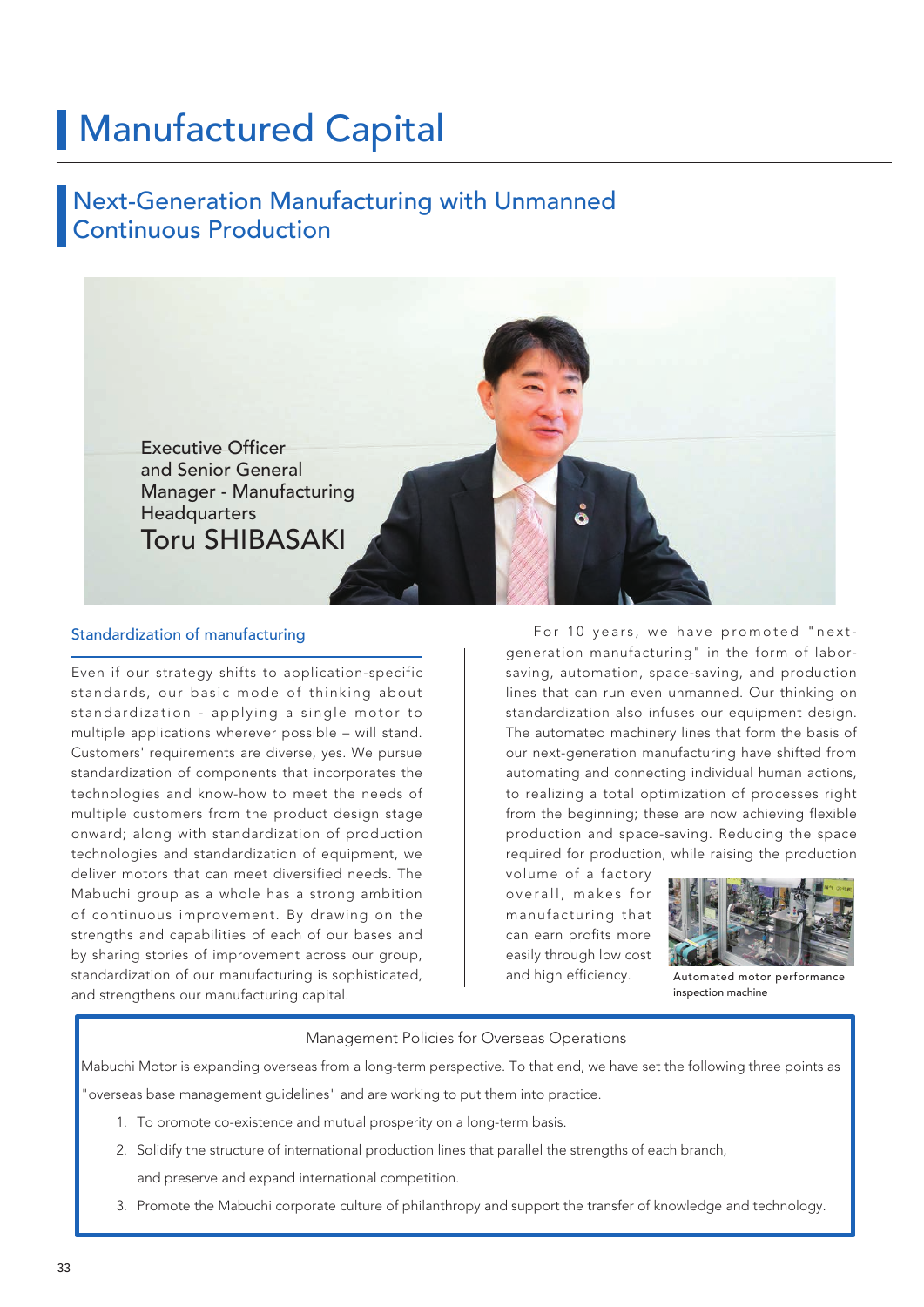# Manufactured Capital

## Next-Generation Manufacturing with Unmanned Continuous Production

Executive Officer and Senior General Manager - Manufacturing Headquarters
Toru SHIBASAKI

### Standardization of manufacturing

Even if our strategy shifts to application-specific standards, our basic mode of thinking about standardization - applying a single motor to multiple applications wherever possible – will stand. Customers' requirements are diverse, yes. We pursue standardization of components that incorporates the technologies and know-how to meet the needs of multiple customers from the product design stage onward; along with standardization of production technologies and standardization of equipment, we deliver motors that can meet diversified needs. The Mabuchi group as a whole has a strong ambition of continuous improvement. By drawing on the strengths and capabilities of each of our bases and by sharing stories of improvement across our group, standardization of our manufacturing is sophisticated, and strengthens our manufacturing capital.

For 10 years, we have promoted "next-generation manufacturing" in the form of labor-saving, automation, space-saving, and production lines that can run even unmanned. Our thinking on standardization also infuses our equipment design. The automated machinery lines that form the basis of our next-generation manufacturing have shifted from automating and connecting individual human actions, to realizing a total optimization of processes right from the beginning; these are now achieving flexible production and space-saving. Reducing the space required for production, while raising the production volume of a factory overall, makes for manufacturing that can earn profits more easily through low cost and high efficiency.

Automated motor performance inspection machine

Management Policies for Overseas Operations

Mabuchi Motor is expanding overseas from a long-term perspective. To that end, we have set the following three points as "overseas base management guidelines" and are working to put them into practice.

1. To promote co-existence and mutual prosperity on a long-term basis.
2. Solidify the structure of international production lines that parallel the strengths of each branch, and preserve and expand international competition.
3. Promote the Mabuchi corporate culture of philanthropy and support the transfer of knowledge and technology.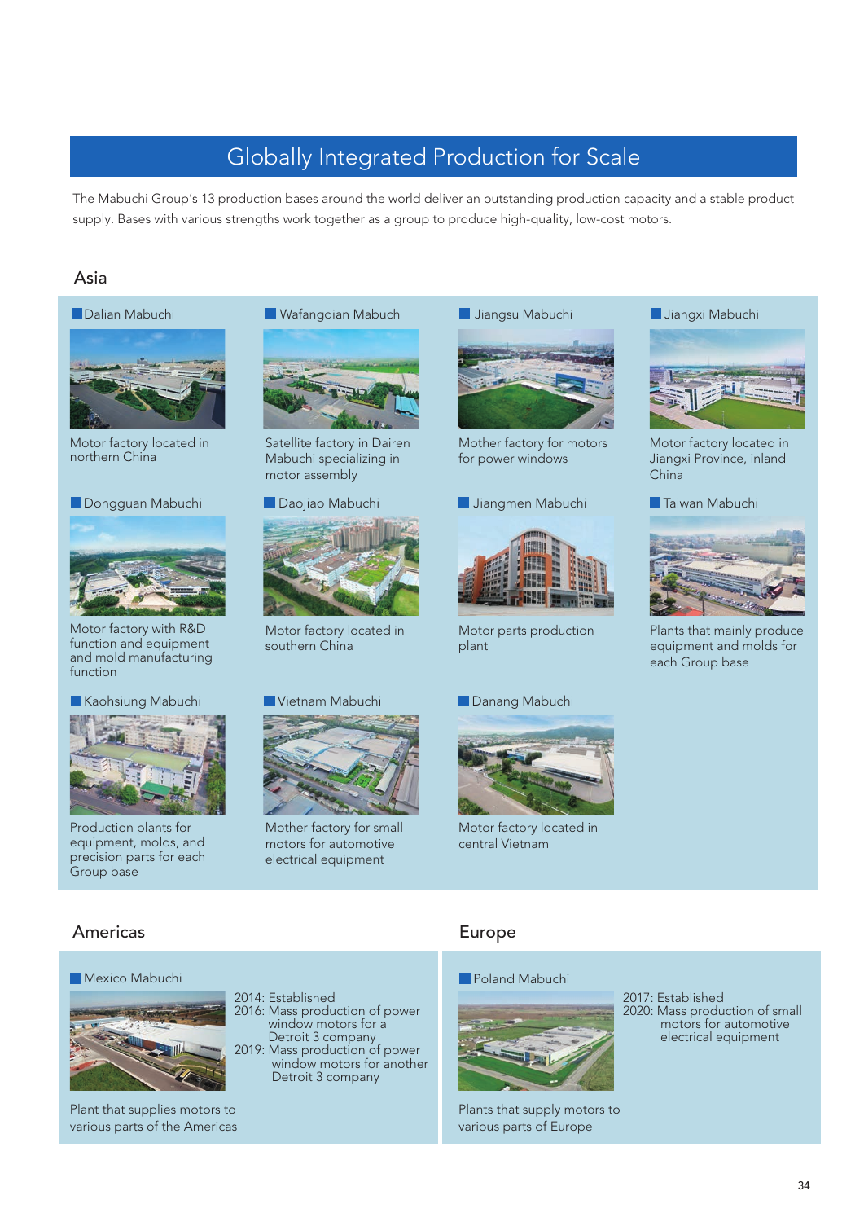# Globally Integrated Production for Scale

The Mabuchi Group's 13 production bases around the world deliver an outstanding production capacity and a stable product supply. Bases with various strengths work together as a group to produce high-quality, low-cost motors.

## Asia

### Dalian Mabuchi

Motor factory located in northern China

### Wafangdian Mabuch

Satellite factory in Dairen Mabuchi specializing in motor assembly

### Jiangsu Mabuchi

Mother factory for motors for power windows

### Jiangxi Mabuchi

Motor factory located in Jiangxi Province, inland China

### Dongguan Mabuchi

Motor factory with R&D function and equipment and mold manufacturing function

### Daojiao Mabuchi

Motor factory located in southern China

### Jiangmen Mabuchi

Motor parts production plant

### Taiwan Mabuchi

Plants that mainly produce equipment and molds for each Group base

### Kaohsiung Mabuchi

Production plants for equipment, molds, and precision parts for each Group base

### Vietnam Mabuchi

Mother factory for small motors for automotive electrical equipment

### Danang Mabuchi

Motor factory located in central Vietnam

## Americas

### Mexico Mabuchi

2014: Established
2016: Mass production of power window motors for a Detroit 3 company
2019: Mass production of power window motors for another Detroit 3 company

Plant that supplies motors to various parts of the Americas

## Europe

### Poland Mabuchi

2017: Established
2020: Mass production of small motors for automotive electrical equipment

Plants that supply motors to various parts of Europe